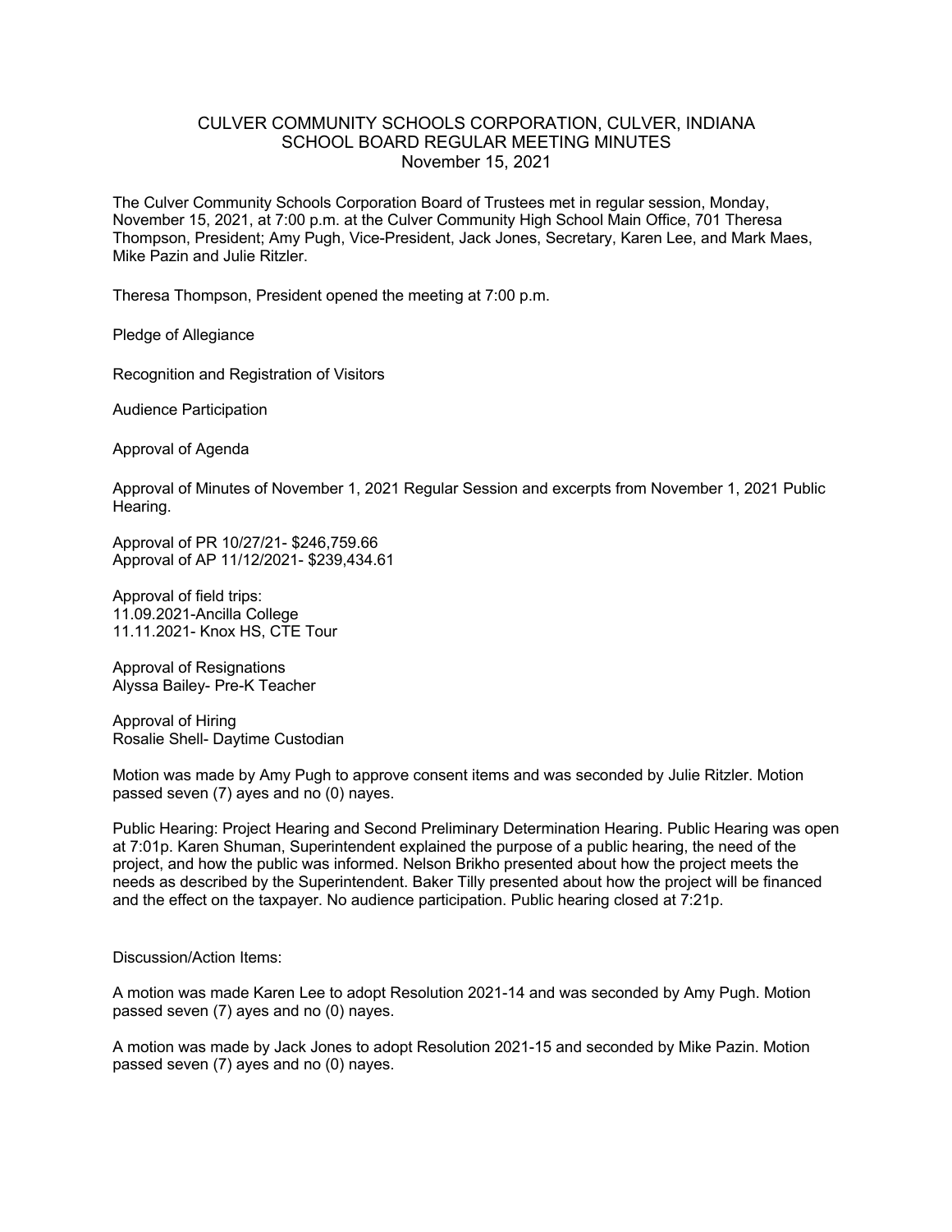# CULVER COMMUNITY SCHOOLS CORPORATION, CULVER, INDIANA
## SCHOOL BOARD REGULAR MEETING MINUTES
### November 15, 2021

The Culver Community Schools Corporation Board of Trustees met in regular session, Monday, November 15, 2021, at 7:00 p.m. at the Culver Community High School Main Office, 701 Theresa Thompson, President; Amy Pugh, Vice-President, Jack Jones, Secretary, Karen Lee, and Mark Maes, Mike Pazin and Julie Ritzler.

Theresa Thompson, President opened the meeting at 7:00 p.m.

Pledge of Allegiance

Recognition and Registration of Visitors

Audience Participation

Approval of Agenda

Approval of Minutes of November 1, 2021 Regular Session and excerpts from November 1, 2021 Public Hearing.

Approval of PR 10/27/21- $246,759.66
Approval of AP 11/12/2021- $239,434.61

Approval of field trips:
11.09.2021-Ancilla College
11.11.2021- Knox HS, CTE Tour

Approval of Resignations
Alyssa Bailey- Pre-K Teacher

Approval of Hiring
Rosalie Shell- Daytime Custodian

Motion was made by Amy Pugh to approve consent items and was seconded by Julie Ritzler. Motion passed seven (7) ayes and no (0) nayes.

Public Hearing: Project Hearing and Second Preliminary Determination Hearing. Public Hearing was open at 7:01p. Karen Shuman, Superintendent explained the purpose of a public hearing, the need of the project, and how the public was informed. Nelson Brikho presented about how the project meets the needs as described by the Superintendent. Baker Tilly presented about how the project will be financed and the effect on the taxpayer. No audience participation. Public hearing closed at 7:21p.

Discussion/Action Items:

A motion was made Karen Lee to adopt Resolution 2021-14 and was seconded by Amy Pugh. Motion passed seven (7) ayes and no (0) nayes.

A motion was made by Jack Jones to adopt Resolution 2021-15 and seconded by Mike Pazin. Motion passed seven (7) ayes and no (0) nayes.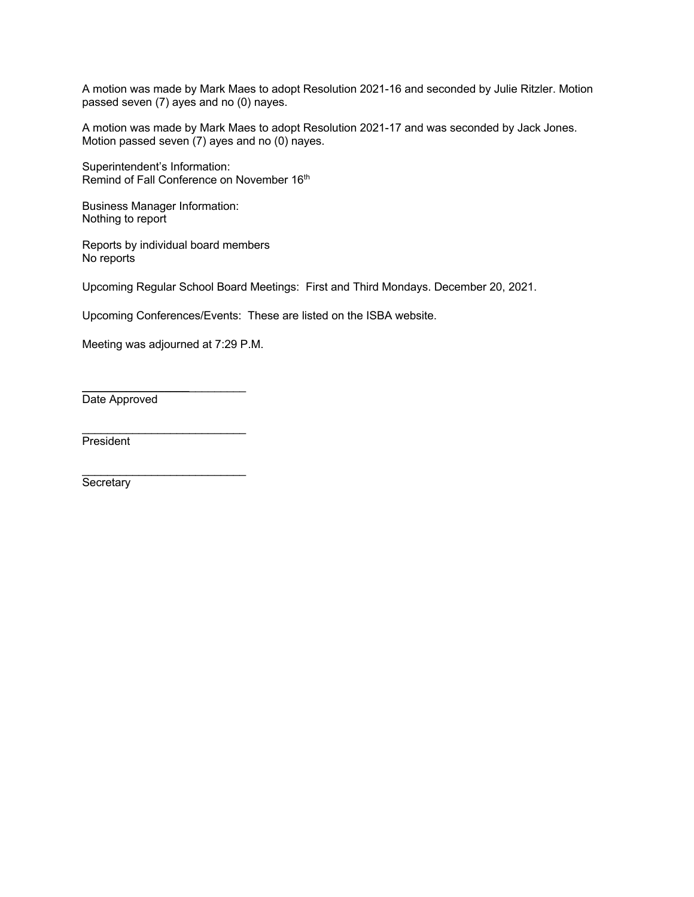A motion was made by Mark Maes to adopt Resolution 2021-16 and seconded by Julie Ritzler. Motion passed seven (7) ayes and no (0) nayes.

A motion was made by Mark Maes to adopt Resolution 2021-17 and was seconded by Jack Jones. Motion passed seven (7) ayes and no (0) nayes.

Superintendent's Information:
Remind of Fall Conference on November 16th

Business Manager Information:
Nothing to report

Reports by individual board members
No reports

Upcoming Regular School Board Meetings: First and Third Mondays. December 20, 2021.

Upcoming Conferences/Events: These are listed on the ISBA website.

Meeting was adjourned at 7:29 P.M.

__________________________
Date Approved

__________________________
President

__________________________
Secretary